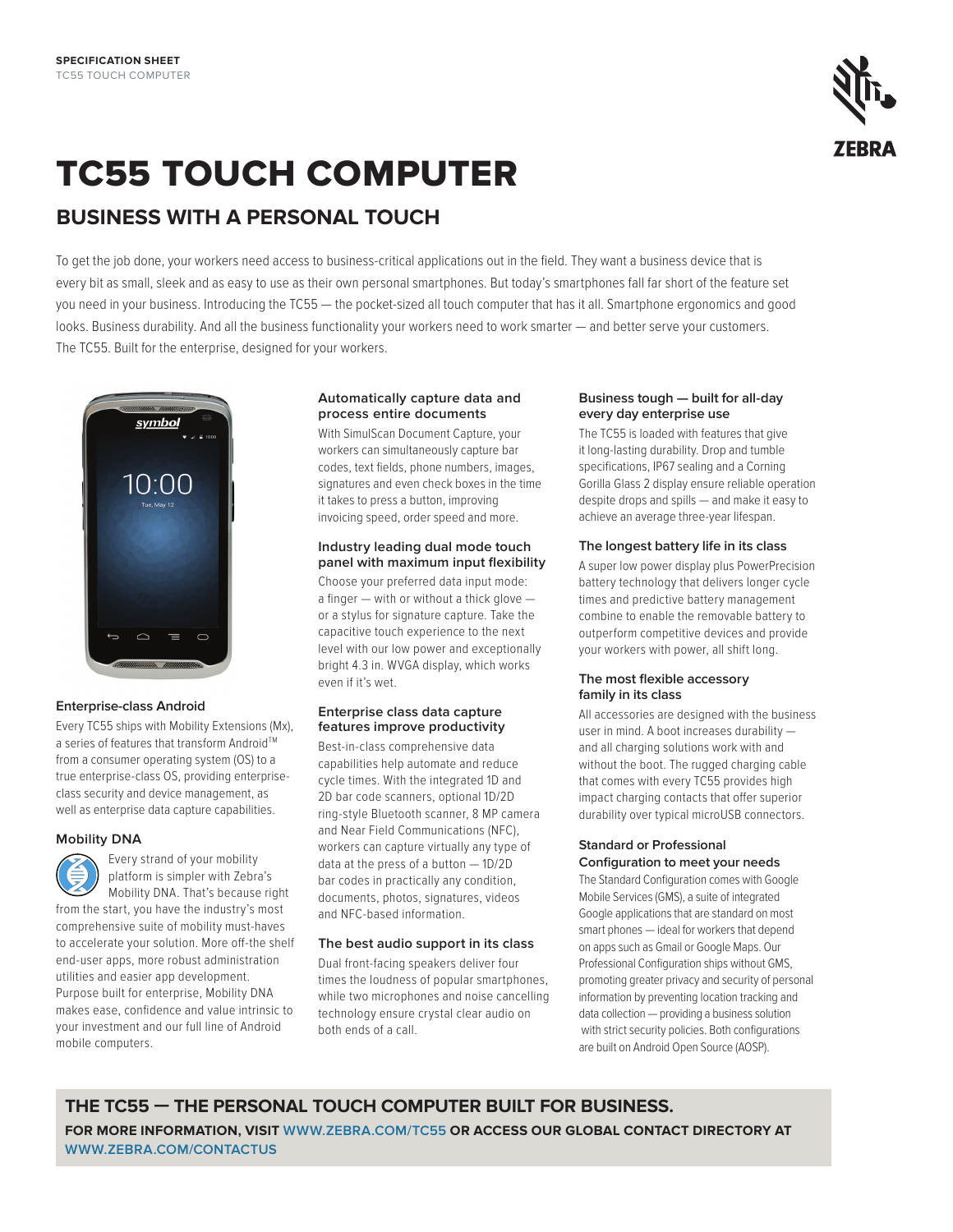# TC55 TOUCH COMPUTER

## BUSINESS WITH A PERSONAL TOUCH

To get the job done, your workers need access to business-critical applications out in the field. They want a business device that is every bit as small, sleek and as easy to use as their own personal smartphones. But today's smartphones fall far short of the feature set you need in your business. Introducing the TC55 — the pocket-sized all touch computer that has it all. Smartphone ergonomics and good looks. Business durability. And all the business functionality your workers need to work smarter — and better serve your customers. The TC55. Built for the enterprise, designed for your workers.

### Enterprise-class Android

Every TC55 ships with Mobility Extensions (Mx), a series of features that transform Android™ from a consumer operating system (OS) to a true enterprise-class OS, providing enterprise-class security and device management, as well as enterprise data capture capabilities.

### Mobility DNA

Every strand of your mobility platform is simpler with Zebra's Mobility DNA. That's because right from the start, you have the industry's most comprehensive suite of mobility must-haves to accelerate your solution. More off-the shelf end-user apps, more robust administration utilities and easier app development. Purpose built for enterprise, Mobility DNA makes ease, confidence and value intrinsic to your investment and our full line of Android mobile computers.

### Automatically capture data and process entire documents

With SimulScan Document Capture, your workers can simultaneously capture bar codes, text fields, phone numbers, images, signatures and even check boxes in the time it takes to press a button, improving invoicing speed, order speed and more.

### Industry leading dual mode touch panel with maximum input flexibility

Choose your preferred data input mode: a finger — with or without a thick glove — or a stylus for signature capture. Take the capacitive touch experience to the next level with our low power and exceptionally bright 4.3 in. WVGA display, which works even if it's wet.

### Enterprise class data capture features improve productivity

Best-in-class comprehensive data capabilities help automate and reduce cycle times. With the integrated 1D and 2D bar code scanners, optional 1D/2D ring-style Bluetooth scanner, 8 MP camera and Near Field Communications (NFC), workers can capture virtually any type of data at the press of a button — 1D/2D bar codes in practically any condition, documents, photos, signatures, videos and NFC-based information.

### The best audio support in its class

Dual front-facing speakers deliver four times the loudness of popular smartphones, while two microphones and noise cancelling technology ensure crystal clear audio on both ends of a call.

### Business tough — built for all-day every day enterprise use

The TC55 is loaded with features that give it long-lasting durability. Drop and tumble specifications, IP67 sealing and a Corning Gorilla Glass 2 display ensure reliable operation despite drops and spills — and make it easy to achieve an average three-year lifespan.

### The longest battery life in its class

A super low power display plus PowerPrecision battery technology that delivers longer cycle times and predictive battery management combine to enable the removable battery to outperform competitive devices and provide your workers with power, all shift long.

### The most flexible accessory family in its class

All accessories are designed with the business user in mind. A boot increases durability — and all charging solutions work with and without the boot. The rugged charging cable that comes with every TC55 provides high impact charging contacts that offer superior durability over typical microUSB connectors.

### Standard or Professional Configuration to meet your needs

The Standard Configuration comes with Google Mobile Services (GMS), a suite of integrated Google applications that are standard on most smart phones — ideal for workers that depend on apps such as Gmail or Google Maps. Our Professional Configuration ships without GMS, promoting greater privacy and security of personal information by preventing location tracking and data collection — providing a business solution with strict security policies. Both configurations are built on Android Open Source (AOSP).

**THE TC55 — THE PERSONAL TOUCH COMPUTER BUILT FOR BUSINESS.**

**FOR MORE INFORMATION, VISIT WWW.ZEBRA.COM/TC55 OR ACCESS OUR GLOBAL CONTACT DIRECTORY AT WWW.ZEBRA.COM/CONTACTUS**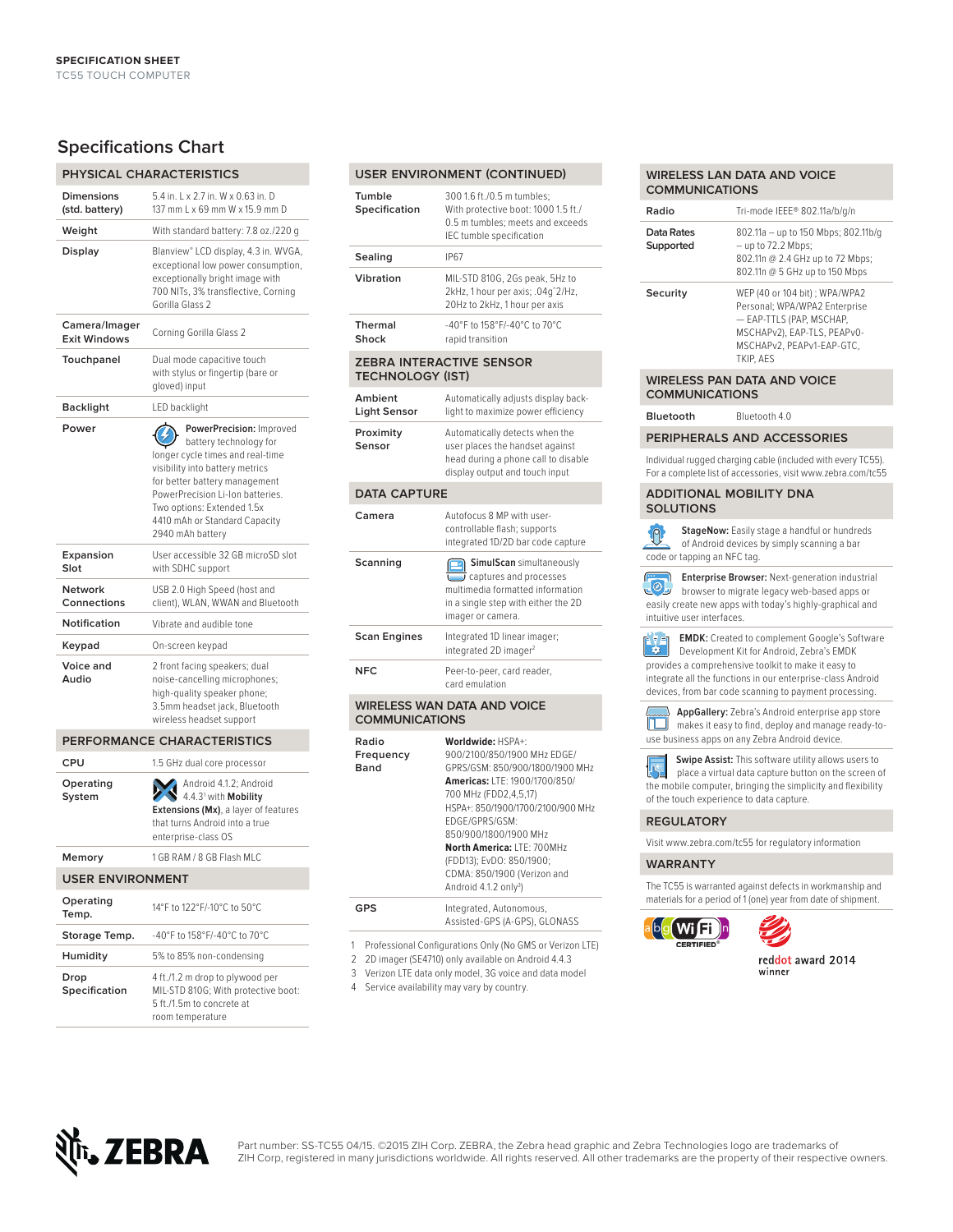SPECIFICATION SHEET
TC55 TOUCH COMPUTER

## Specifications Chart

### PHYSICAL CHARACTERISTICS

| | |
|---|---|
| Dimensions (std. battery) | 5.4 in. L x 2.7 in. W x 0.63 in. D<br>137 mm L x 69 mm W x 15.9 mm D |
| Weight | With standard battery: 7.8 oz./220 g |
| Display | Blanview® LCD display, 4.3 in. WVGA, exceptional low power consumption, exceptionally bright image with 700 NITs, 3% transflective, Corning Gorilla Glass 2 |
| Camera/Imager Exit Windows | Corning Gorilla Glass 2 |
| Touchpanel | Dual mode capacitive touch with stylus or fingertip (bare or gloved) input |
| Backlight | LED backlight |
| Power | **PowerPrecision:** Improved battery technology for longer cycle times and real-time visibility into battery metrics for better battery management PowerPrecision Li-Ion batteries. Two options: Extended 1.5x 4410 mAh or Standard Capacity 2940 mAh battery |
| Expansion Slot | User accessible 32 GB microSD slot with SDHC support |
| Network Connections | USB 2.0 High Speed (host and client), WLAN, WWAN and Bluetooth |
| Notification | Vibrate and audible tone |
| Keypad | On-screen keypad |
| Voice and Audio | 2 front facing speakers; dual noise-cancelling microphones; high-quality speaker phone; 3.5mm headset jack, Bluetooth wireless headset support |

### PERFORMANCE CHARACTERISTICS

| | |
|---|---|
| CPU | 1.5 GHz dual core processor |
| Operating System | Android 4.1.2; Android 4.4.3[1] with **Mobility Extensions (Mx)**, a layer of features that turns Android into a true enterprise-class OS |
| Memory | 1 GB RAM / 8 GB Flash MLC |

### USER ENVIRONMENT

| | |
|---|---|
| Operating Temp. | 14°F to 122°F/-10°C to 50°C |
| Storage Temp. | -40°F to 158°F/-40°C to 70°C |
| Humidity | 5% to 85% non-condensing |
| Drop Specification | 4 ft./1.2 m drop to plywood per MIL-STD 810G; With protective boot: 5 ft./1.5m to concrete at room temperature |

### USER ENVIRONMENT (CONTINUED)

| | |
|---|---|
| Tumble Specification | 300 1.6 ft./0.5 m tumbles; With protective boot: 1000 1.5 ft./ 0.5 m tumbles; meets and exceeds IEC tumble specification |
| Sealing | IP67 |
| Vibration | MIL-STD 810G, 2Gs peak, 5Hz to 2kHz, 1 hour per axis; .04g²/Hz, 20Hz to 2kHz, 1 hour per axis |
| Thermal Shock | -40°F to 158°F/-40°C to 70°C rapid transition |

### ZEBRA INTERACTIVE SENSOR TECHNOLOGY (IST)

| | |
|---|---|
| Ambient Light Sensor | Automatically adjusts display back-light to maximize power efficiency |
| Proximity Sensor | Automatically detects when the user places the handset against head during a phone call to disable display output and touch input |

### DATA CAPTURE

| | |
|---|---|
| Camera | Autofocus 8 MP with user-controllable flash; supports integrated 1D/2D bar code capture |
| Scanning | **SimulScan** simultaneously captures and processes multimedia formatted information in a single step with either the 2D imager or camera. |
| Scan Engines | Integrated 1D linear imager; integrated 2D imager[2] |
| NFC | Peer-to-peer, card reader, card emulation |

### WIRELESS WAN DATA AND VOICE COMMUNICATIONS

| | |
|---|---|
| Radio Frequency Band | **Worldwide:** HSPA+: 900/2100/850/1900 MHz EDGE/ GPRS/GSM: 850/900/1800/1900 MHz<br>**Americas:** LTE: 1900/1700/850/ 700 MHz (FDD2,4,5,17)<br>HSPA+: 850/1900/1700/2100/900 MHz EDGE/GPRS/GSM: 850/900/1800/1900 MHz<br>**North America:** LTE: 700MHz (FDD13); EvDO: 850/1900; CDMA: 850/1900 (Verizon and Android 4.1.2 only[3]) |
| GPS | Integrated, Autonomous, Assisted-GPS (A-GPS), GLONASS |

1 Professional Configurations Only (No GMS or Verizon LTE)
2 2D imager (SE4710) only available on Android 4.4.3
3 Verizon LTE data only model, 3G voice and data model
4 Service availability may vary by country.

### WIRELESS LAN DATA AND VOICE COMMUNICATIONS

| | |
|---|---|
| Radio | Tri-mode IEEE® 802.11a/b/g/n |
| Data Rates Supported | 802.11a – up to 150 Mbps; 802.11b/g – up to 72.2 Mbps; 802.11n @ 2.4 GHz up to 72 Mbps; 802.11n @ 5 GHz up to 150 Mbps |
| Security | WEP (40 or 104 bit) ; WPA/WPA2 Personal; WPA/WPA2 Enterprise — EAP-TTLS (PAP, MSCHAP, MSCHAPv2), EAP-TLS, PEAPv0-MSCHAPv2, PEAPv1-EAP-GTC, TKIP, AES |

### WIRELESS PAN DATA AND VOICE COMMUNICATIONS

| | |
|---|---|
| Bluetooth | Bluetooth 4.0 |

### PERIPHERALS AND ACCESSORIES

Individual rugged charging cable (included with every TC55). For a complete list of accessories, visit www.zebra.com/tc55

### ADDITIONAL MOBILITY DNA SOLUTIONS

**StageNow:** Easily stage a handful or hundreds of Android devices by simply scanning a bar code or tapping an NFC tag.

**Enterprise Browser:** Next-generation industrial browser to migrate legacy web-based apps or easily create new apps with today's highly-graphical and intuitive user interfaces.

**EMDK:** Created to complement Google's Software Development Kit for Android, Zebra's EMDK provides a comprehensive toolkit to make it easy to integrate all the functions in our enterprise-class Android devices, from bar code scanning to payment processing.

**AppGallery:** Zebra's Android enterprise app store makes it easy to find, deploy and manage ready-to-use business apps on any Zebra Android device.

**Swipe Assist:** This software utility allows users to place a virtual data capture button on the screen of the mobile computer, bringing the simplicity and flexibility of the touch experience to data capture.

### REGULATORY

Visit www.zebra.com/tc55 for regulatory information

### WARRANTY

The TC55 is warranted against defects in workmanship and materials for a period of 1 (one) year from date of shipment.

reddot award 2014 winner

Part number: SS-TC55 04/15. ©2015 ZIH Corp. ZEBRA, the Zebra head graphic and Zebra Technologies logo are trademarks of ZIH Corp, registered in many jurisdictions worldwide. All rights reserved. All other trademarks are the property of their respective owners.